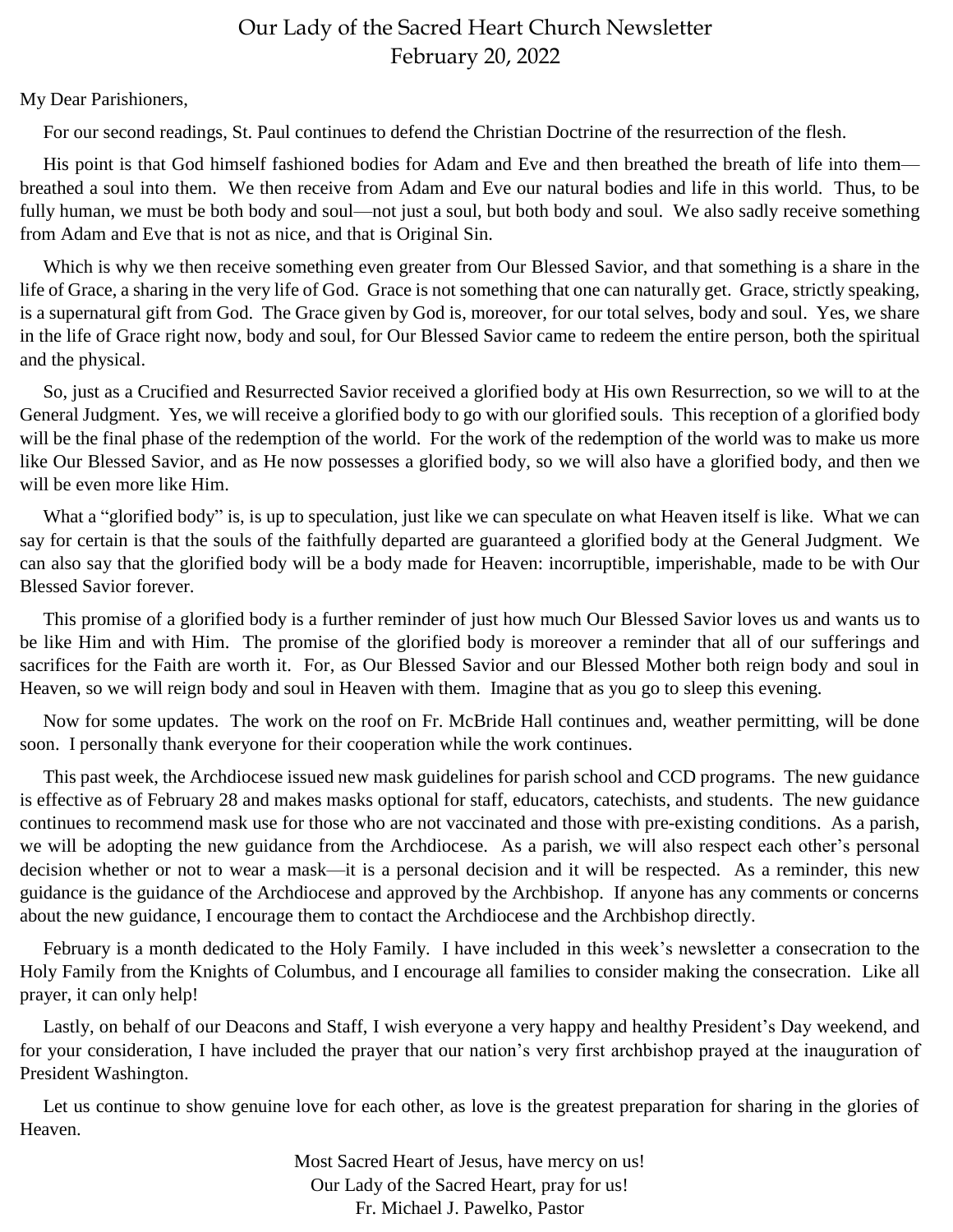# Our Lady of the Sacred Heart Church Newsletter
## February 20, 2022

My Dear Parishioners,

For our second readings, St. Paul continues to defend the Christian Doctrine of the resurrection of the flesh.

His point is that God himself fashioned bodies for Adam and Eve and then breathed the breath of life into them—breathed a soul into them. We then receive from Adam and Eve our natural bodies and life in this world. Thus, to be fully human, we must be both body and soul—not just a soul, but both body and soul. We also sadly receive something from Adam and Eve that is not as nice, and that is Original Sin.

Which is why we then receive something even greater from Our Blessed Savior, and that something is a share in the life of Grace, a sharing in the very life of God. Grace is not something that one can naturally get. Grace, strictly speaking, is a supernatural gift from God. The Grace given by God is, moreover, for our total selves, body and soul. Yes, we share in the life of Grace right now, body and soul, for Our Blessed Savior came to redeem the entire person, both the spiritual and the physical.

So, just as a Crucified and Resurrected Savior received a glorified body at His own Resurrection, so we will to at the General Judgment. Yes, we will receive a glorified body to go with our glorified souls. This reception of a glorified body will be the final phase of the redemption of the world. For the work of the redemption of the world was to make us more like Our Blessed Savior, and as He now possesses a glorified body, so we will also have a glorified body, and then we will be even more like Him.

What a "glorified body" is, is up to speculation, just like we can speculate on what Heaven itself is like. What we can say for certain is that the souls of the faithfully departed are guaranteed a glorified body at the General Judgment. We can also say that the glorified body will be a body made for Heaven: incorruptible, imperishable, made to be with Our Blessed Savior forever.

This promise of a glorified body is a further reminder of just how much Our Blessed Savior loves us and wants us to be like Him and with Him. The promise of the glorified body is moreover a reminder that all of our sufferings and sacrifices for the Faith are worth it. For, as Our Blessed Savior and our Blessed Mother both reign body and soul in Heaven, so we will reign body and soul in Heaven with them. Imagine that as you go to sleep this evening.

Now for some updates. The work on the roof on Fr. McBride Hall continues and, weather permitting, will be done soon. I personally thank everyone for their cooperation while the work continues.

This past week, the Archdiocese issued new mask guidelines for parish school and CCD programs. The new guidance is effective as of February 28 and makes masks optional for staff, educators, catechists, and students. The new guidance continues to recommend mask use for those who are not vaccinated and those with pre-existing conditions. As a parish, we will be adopting the new guidance from the Archdiocese. As a parish, we will also respect each other's personal decision whether or not to wear a mask—it is a personal decision and it will be respected. As a reminder, this new guidance is the guidance of the Archdiocese and approved by the Archbishop. If anyone has any comments or concerns about the new guidance, I encourage them to contact the Archdiocese and the Archbishop directly.

February is a month dedicated to the Holy Family. I have included in this week's newsletter a consecration to the Holy Family from the Knights of Columbus, and I encourage all families to consider making the consecration. Like all prayer, it can only help!

Lastly, on behalf of our Deacons and Staff, I wish everyone a very happy and healthy President's Day weekend, and for your consideration, I have included the prayer that our nation's very first archbishop prayed at the inauguration of President Washington.

Let us continue to show genuine love for each other, as love is the greatest preparation for sharing in the glories of Heaven.

Most Sacred Heart of Jesus, have mercy on us!
Our Lady of the Sacred Heart, pray for us!
Fr. Michael J. Pawelko, Pastor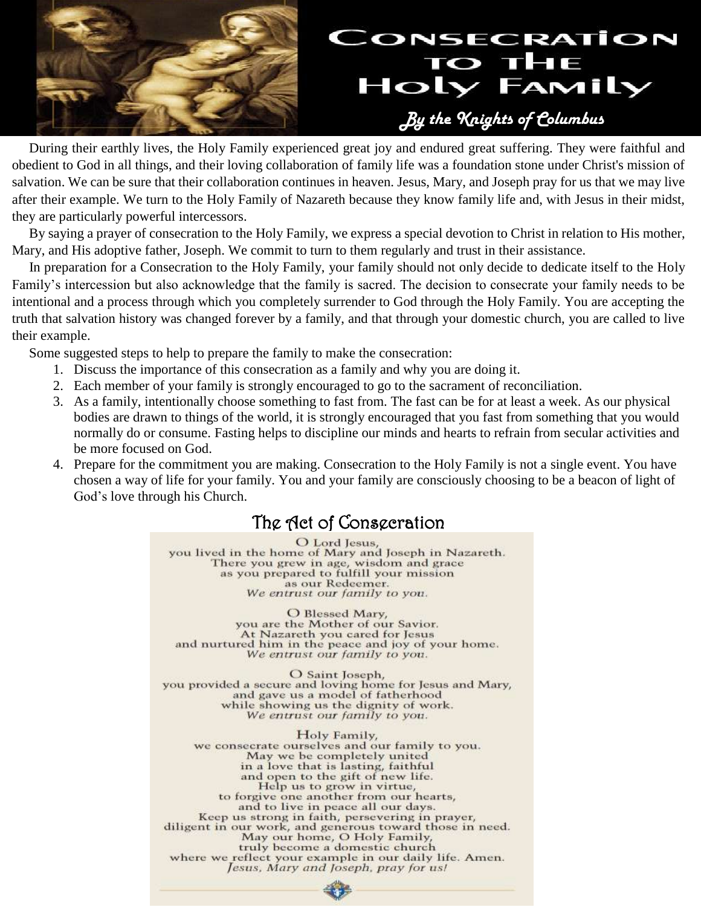# Consecration to the Holy Family

*By the Knights of Columbus*

During their earthly lives, the Holy Family experienced great joy and endured great suffering. They were faithful and obedient to God in all things, and their loving collaboration of family life was a foundation stone under Christ's mission of salvation. We can be sure that their collaboration continues in heaven. Jesus, Mary, and Joseph pray for us that we may live after their example. We turn to the Holy Family of Nazareth because they know family life and, with Jesus in their midst, they are particularly powerful intercessors.

By saying a prayer of consecration to the Holy Family, we express a special devotion to Christ in relation to His mother, Mary, and His adoptive father, Joseph. We commit to turn to them regularly and trust in their assistance.

In preparation for a Consecration to the Holy Family, your family should not only decide to dedicate itself to the Holy Family's intercession but also acknowledge that the family is sacred. The decision to consecrate your family needs to be intentional and a process through which you completely surrender to God through the Holy Family. You are accepting the truth that salvation history was changed forever by a family, and that through your domestic church, you are called to live their example.

Some suggested steps to help to prepare the family to make the consecration:

1. Discuss the importance of this consecration as a family and why you are doing it.
2. Each member of your family is strongly encouraged to go to the sacrament of reconciliation.
3. As a family, intentionally choose something to fast from. The fast can be for at least a week. As our physical bodies are drawn to things of the world, it is strongly encouraged that you fast from something that you would normally do or consume. Fasting helps to discipline our minds and hearts to refrain from secular activities and be more focused on God.
4. Prepare for the commitment you are making. Consecration to the Holy Family is not a single event. You have chosen a way of life for your family. You and your family are consciously choosing to be a beacon of light of God's love through his Church.

## The Act of Consecration

O Lord Jesus,
you lived in the home of Mary and Joseph in Nazareth.
There you grew in age, wisdom and grace
as you prepared to fulfill your mission
as our Redeemer.
*We entrust our family to you.*

O Blessed Mary,
you are the Mother of our Savior.
At Nazareth you cared for Jesus
and nurtured him in the peace and joy of your home.
*We entrust our family to you.*

O Saint Joseph,
you provided a secure and loving home for Jesus and Mary,
and gave us a model of fatherhood
while showing us the dignity of work.
*We entrust our family to you.*

Holy Family,
we consecrate ourselves and our family to you.
May we be completely united
in a love that is lasting, faithful
and open to the gift of new life.
Help us to grow in virtue,
to forgive one another from our hearts,
and to live in peace all our days.
Keep us strong in faith, persevering in prayer,
diligent in our work, and generous toward those in need.
May our home, O Holy Family,
truly become a domestic church
where we reflect your example in our daily life. Amen.
*Jesus, Mary and Joseph, pray for us!*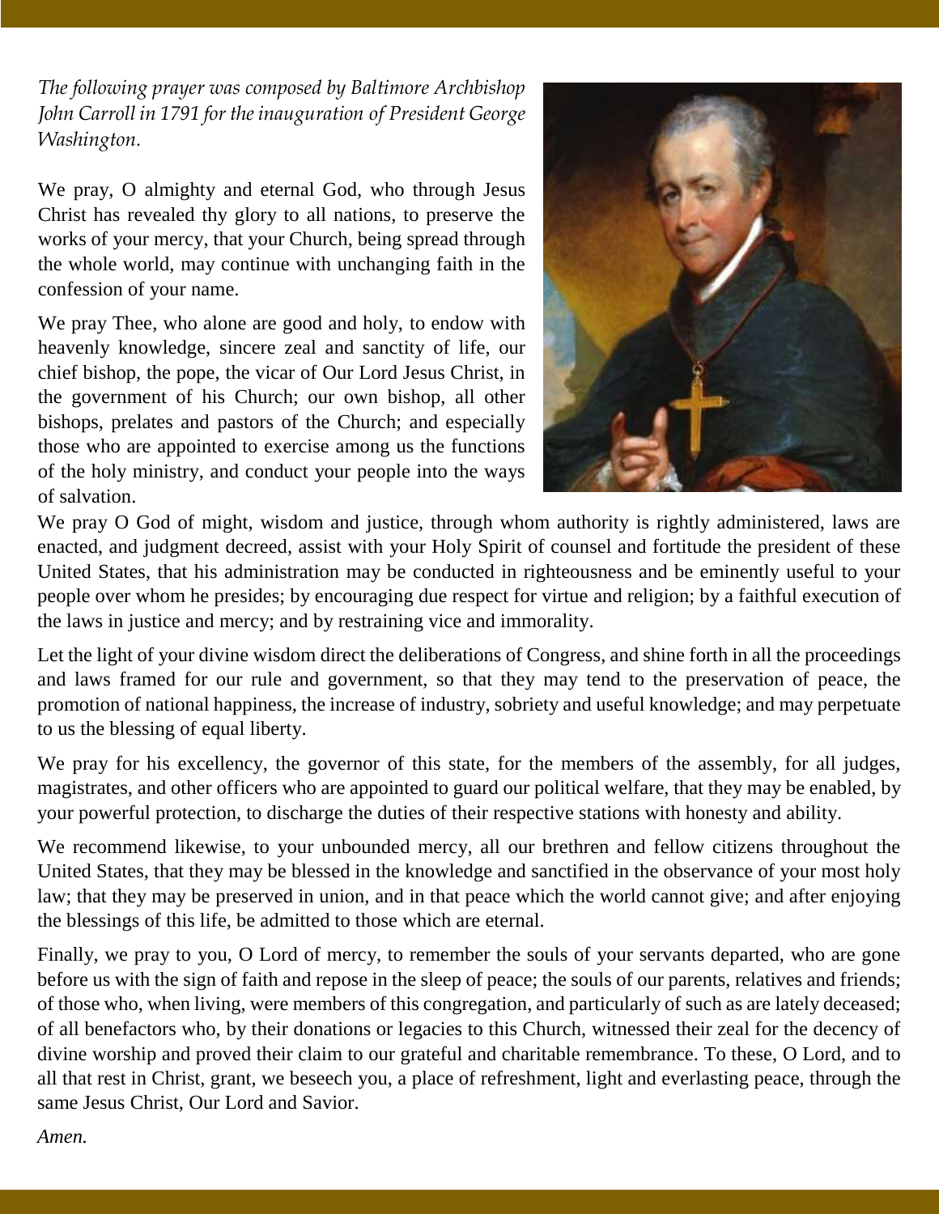*The following prayer was composed by Baltimore Archbishop John Carroll in 1791 for the inauguration of President George Washington.*

We pray, O almighty and eternal God, who through Jesus Christ has revealed thy glory to all nations, to preserve the works of your mercy, that your Church, being spread through the whole world, may continue with unchanging faith in the confession of your name.

We pray Thee, who alone are good and holy, to endow with heavenly knowledge, sincere zeal and sanctity of life, our chief bishop, the pope, the vicar of Our Lord Jesus Christ, in the government of his Church; our own bishop, all other bishops, prelates and pastors of the Church; and especially those who are appointed to exercise among us the functions of the holy ministry, and conduct your people into the ways of salvation.

We pray O God of might, wisdom and justice, through whom authority is rightly administered, laws are enacted, and judgment decreed, assist with your Holy Spirit of counsel and fortitude the president of these United States, that his administration may be conducted in righteousness and be eminently useful to your people over whom he presides; by encouraging due respect for virtue and religion; by a faithful execution of the laws in justice and mercy; and by restraining vice and immorality.

Let the light of your divine wisdom direct the deliberations of Congress, and shine forth in all the proceedings and laws framed for our rule and government, so that they may tend to the preservation of peace, the promotion of national happiness, the increase of industry, sobriety and useful knowledge; and may perpetuate to us the blessing of equal liberty.

We pray for his excellency, the governor of this state, for the members of the assembly, for all judges, magistrates, and other officers who are appointed to guard our political welfare, that they may be enabled, by your powerful protection, to discharge the duties of their respective stations with honesty and ability.

We recommend likewise, to your unbounded mercy, all our brethren and fellow citizens throughout the United States, that they may be blessed in the knowledge and sanctified in the observance of your most holy law; that they may be preserved in union, and in that peace which the world cannot give; and after enjoying the blessings of this life, be admitted to those which are eternal.

Finally, we pray to you, O Lord of mercy, to remember the souls of your servants departed, who are gone before us with the sign of faith and repose in the sleep of peace; the souls of our parents, relatives and friends; of those who, when living, were members of this congregation, and particularly of such as are lately deceased; of all benefactors who, by their donations or legacies to this Church, witnessed their zeal for the decency of divine worship and proved their claim to our grateful and charitable remembrance. To these, O Lord, and to all that rest in Christ, grant, we beseech you, a place of refreshment, light and everlasting peace, through the same Jesus Christ, Our Lord and Savior.

*Amen.*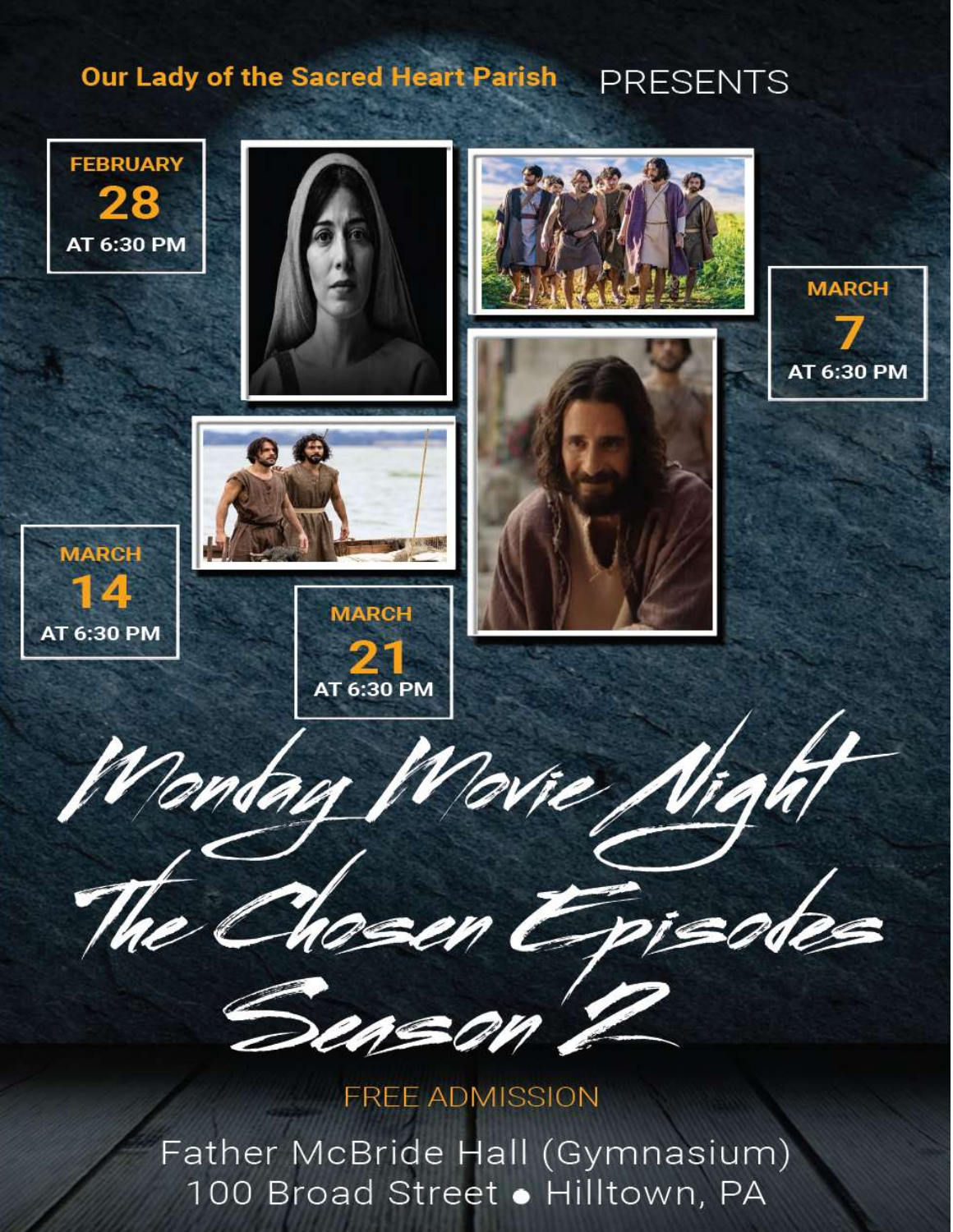**Our Lady of the Sacred Heart Parish** PRESENTS

**FEBRUARY 28** AT 6:30 PM

**MARCH 7** AT 6:30 PM

**MARCH 14** AT 6:30 PM

**MARCH 21** AT 6:30 PM

# Monday Movie Night
# The Chosen Episodes
# Season 2

FREE ADMISSION

Father McBride Hall (Gymnasium)
100 Broad Street • Hilltown, PA